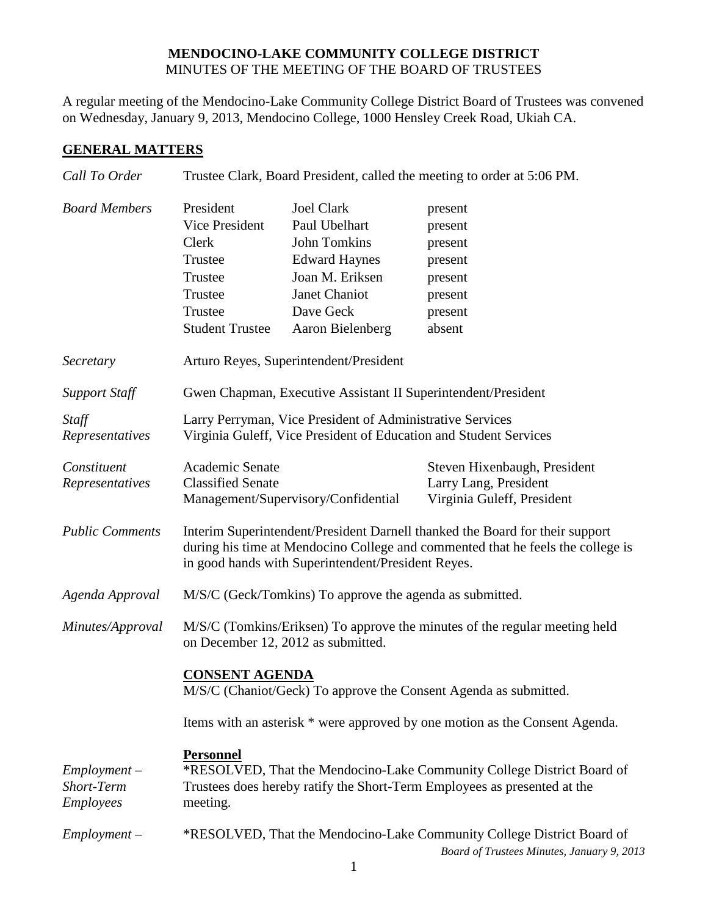# MENDOCINO-LAKE COMMUNITY COLLEGE DISTRICT

MINUTES OF THE MEETING OF THE BOARD OF TRUSTEES

A regular meeting of the Mendocino-Lake Community College District Board of Trustees was convened on Wednesday, January 9, 2013, Mendocino College, 1000 Hensley Creek Road, Ukiah CA.

## GENERAL MATTERS

*Call To Order* — Trustee Clark, Board President, called the meeting to order at 5:06 PM.

*Board Members*

| | | |
|---|---|---|
| President | Joel Clark | present |
| Vice President | Paul Ubelhart | present |
| Clerk | John Tomkins | present |
| Trustee | Edward Haynes | present |
| Trustee | Joan M. Eriksen | present |
| Trustee | Janet Chaniot | present |
| Trustee | Dave Geck | present |
| Student Trustee | Aaron Bielenberg | absent |

*Secretary* — Arturo Reyes, Superintendent/President

*Support Staff* — Gwen Chapman, Executive Assistant II Superintendent/President

*Staff Representatives* — Larry Perryman, Vice President of Administrative Services
Virginia Guleff, Vice President of Education and Student Services

*Constituent Representatives*

| | |
|---|---|
| Academic Senate | Steven Hixenbaugh, President |
| Classified Senate | Larry Lang, President |
| Management/Supervisory/Confidential | Virginia Guleff, President |

*Public Comments* — Interim Superintendent/President Darnell thanked the Board for their support during his time at Mendocino College and commented that he feels the college is in good hands with Superintendent/President Reyes.

*Agenda Approval* — M/S/C (Geck/Tomkins) To approve the agenda as submitted.

*Minutes/Approval* — M/S/C (Tomkins/Eriksen) To approve the minutes of the regular meeting held on December 12, 2012 as submitted.

**CONSENT AGENDA**

M/S/C (Chaniot/Geck) To approve the Consent Agenda as submitted.

Items with an asterisk * were approved by one motion as the Consent Agenda.

**Personnel**

*Employment – Short-Term Employees* — *RESOLVED, That the Mendocino-Lake Community College District Board of Trustees does hereby ratify the Short-Term Employees as presented at the meeting.

*Employment –* — *RESOLVED, That the Mendocino-Lake Community College District Board of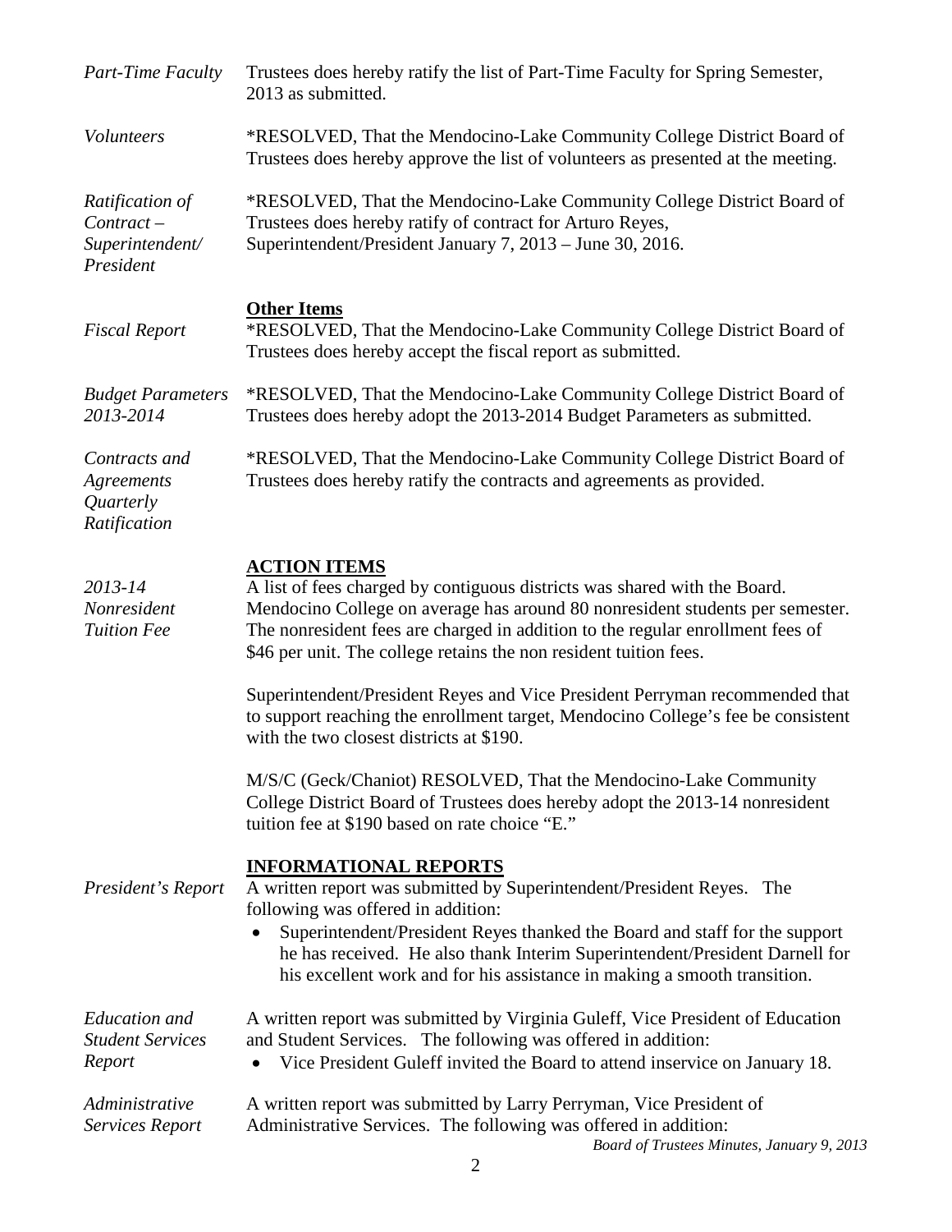*Part-Time Faculty* Trustees does hereby ratify the list of Part-Time Faculty for Spring Semester, 2013 as submitted.

*Volunteers* *RESOLVED, That the Mendocino-Lake Community College District Board of Trustees does hereby approve the list of volunteers as presented at the meeting.

*Ratification of Contract – Superintendent/ President* *RESOLVED, That the Mendocino-Lake Community College District Board of Trustees does hereby ratify of contract for Arturo Reyes, Superintendent/President January 7, 2013 – June 30, 2016.

**Other Items**

*Fiscal Report* *RESOLVED, That the Mendocino-Lake Community College District Board of Trustees does hereby accept the fiscal report as submitted.

*Budget Parameters 2013-2014* *RESOLVED, That the Mendocino-Lake Community College District Board of Trustees does hereby adopt the 2013-2014 Budget Parameters as submitted.

*Contracts and Agreements Quarterly Ratification* *RESOLVED, That the Mendocino-Lake Community College District Board of Trustees does hereby ratify the contracts and agreements as provided.

**ACTION ITEMS**

*2013-14 Nonresident Tuition Fee* A list of fees charged by contiguous districts was shared with the Board. Mendocino College on average has around 80 nonresident students per semester. The nonresident fees are charged in addition to the regular enrollment fees of \$46 per unit. The college retains the non resident tuition fees.

Superintendent/President Reyes and Vice President Perryman recommended that to support reaching the enrollment target, Mendocino College's fee be consistent with the two closest districts at \$190.

M/S/C (Geck/Chaniot) RESOLVED, That the Mendocino-Lake Community College District Board of Trustees does hereby adopt the 2013-14 nonresident tuition fee at \$190 based on rate choice "E."

**INFORMATIONAL REPORTS**

*President's Report* A written report was submitted by Superintendent/President Reyes. The following was offered in addition:

- Superintendent/President Reyes thanked the Board and staff for the support he has received. He also thank Interim Superintendent/President Darnell for his excellent work and for his assistance in making a smooth transition.

*Education and Student Services Report* A written report was submitted by Virginia Guleff, Vice President of Education and Student Services. The following was offered in addition:

- Vice President Guleff invited the Board to attend inservice on January 18.

*Administrative Services Report* A written report was submitted by Larry Perryman, Vice President of Administrative Services. The following was offered in addition: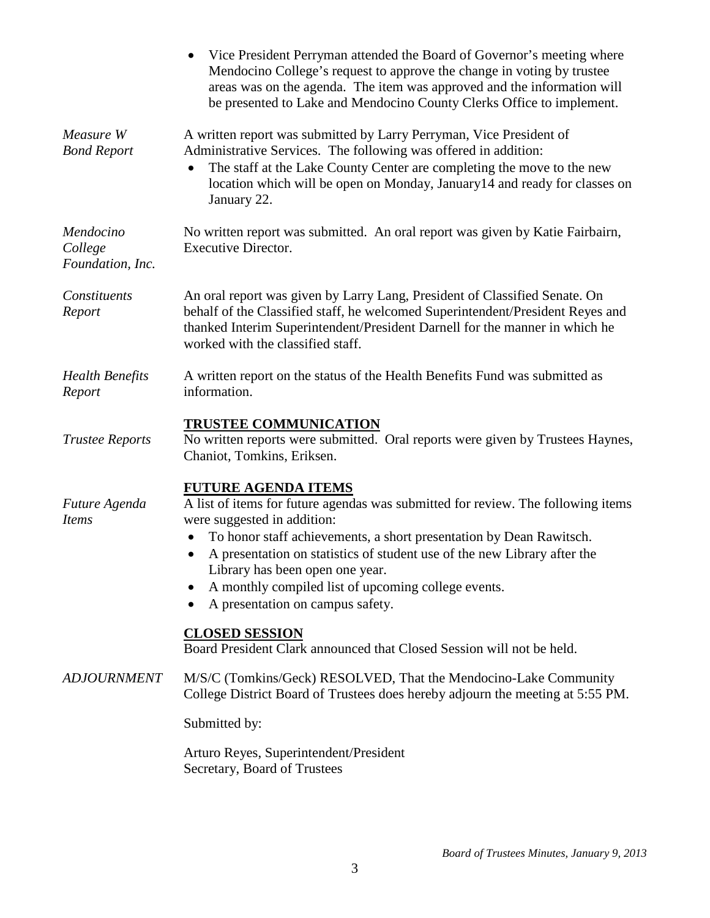- Vice President Perryman attended the Board of Governor's meeting where Mendocino College's request to approve the change in voting by trustee areas was on the agenda. The item was approved and the information will be presented to Lake and Mendocino County Clerks Office to implement.

*Measure W Bond Report*

A written report was submitted by Larry Perryman, Vice President of Administrative Services. The following was offered in addition:

- The staff at the Lake County Center are completing the move to the new location which will be open on Monday, January14 and ready for classes on January 22.

*Mendocino College Foundation, Inc.*

No written report was submitted. An oral report was given by Katie Fairbairn, Executive Director.

*Constituents Report*

An oral report was given by Larry Lang, President of Classified Senate. On behalf of the Classified staff, he welcomed Superintendent/President Reyes and thanked Interim Superintendent/President Darnell for the manner in which he worked with the classified staff.

*Health Benefits Report*

A written report on the status of the Health Benefits Fund was submitted as information.

## TRUSTEE COMMUNICATION

*Trustee Reports*

No written reports were submitted. Oral reports were given by Trustees Haynes, Chaniot, Tomkins, Eriksen.

## FUTURE AGENDA ITEMS

*Future Agenda Items*

A list of items for future agendas was submitted for review. The following items were suggested in addition:

- To honor staff achievements, a short presentation by Dean Rawitsch.
- A presentation on statistics of student use of the new Library after the Library has been open one year.
- A monthly compiled list of upcoming college events.
- A presentation on campus safety.

## CLOSED SESSION

Board President Clark announced that Closed Session will not be held.

*ADJOURNMENT*

M/S/C (Tomkins/Geck) RESOLVED, That the Mendocino-Lake Community College District Board of Trustees does hereby adjourn the meeting at 5:55 PM.

Submitted by:

Arturo Reyes, Superintendent/President
Secretary, Board of Trustees